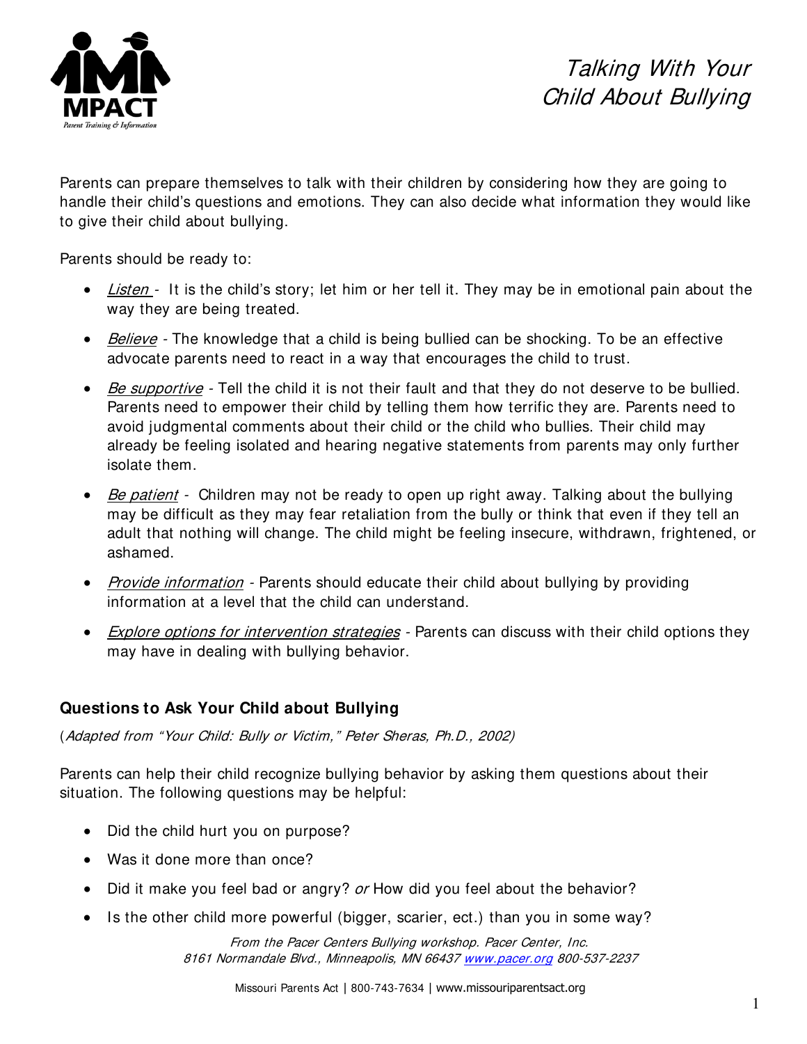MPACT

Parent Training & Information

# Talking With Your Child About Bullying

Parents can prepare themselves to talk with their children by considering how they are going to handle their child's questions and emotions. They can also decide what information they would like to give their child about bullying.

Parents should be ready to:

- *Listen* - It is the child's story; let him or her tell it. They may be in emotional pain about the way they are being treated.
- *Believe* - The knowledge that a child is being bullied can be shocking. To be an effective advocate parents need to react in a way that encourages the child to trust.
- *Be supportive* - Tell the child it is not their fault and that they do not deserve to be bullied. Parents need to empower their child by telling them how terrific they are. Parents need to avoid judgmental comments about their child or the child who bullies. Their child may already be feeling isolated and hearing negative statements from parents may only further isolate them.
- *Be patient* - Children may not be ready to open up right away. Talking about the bullying may be difficult as they may fear retaliation from the bully or think that even if they tell an adult that nothing will change. The child might be feeling insecure, withdrawn, frightened, or ashamed.
- *Provide information* - Parents should educate their child about bullying by providing information at a level that the child can understand.
- *Explore options for intervention strategies* - Parents can discuss with their child options they may have in dealing with bullying behavior.

## Questions to Ask Your Child about Bullying

(*Adapted from "Your Child: Bully or Victim," Peter Sheras, Ph.D., 2002)*

Parents can help their child recognize bullying behavior by asking them questions about their situation. The following questions may be helpful:

- Did the child hurt you on purpose?
- Was it done more than once?
- Did it make you feel bad or angry? *or* How did you feel about the behavior?
- Is the other child more powerful (bigger, scarier, ect.) than you in some way?

*From the Pacer Centers Bullying workshop. Pacer Center, Inc.*
*8161 Normandale Blvd., Minneapolis, MN 66437 www.pacer.org 800-537-2237*

Missouri Parents Act | 800-743-7634 | www.missouriparentsact.org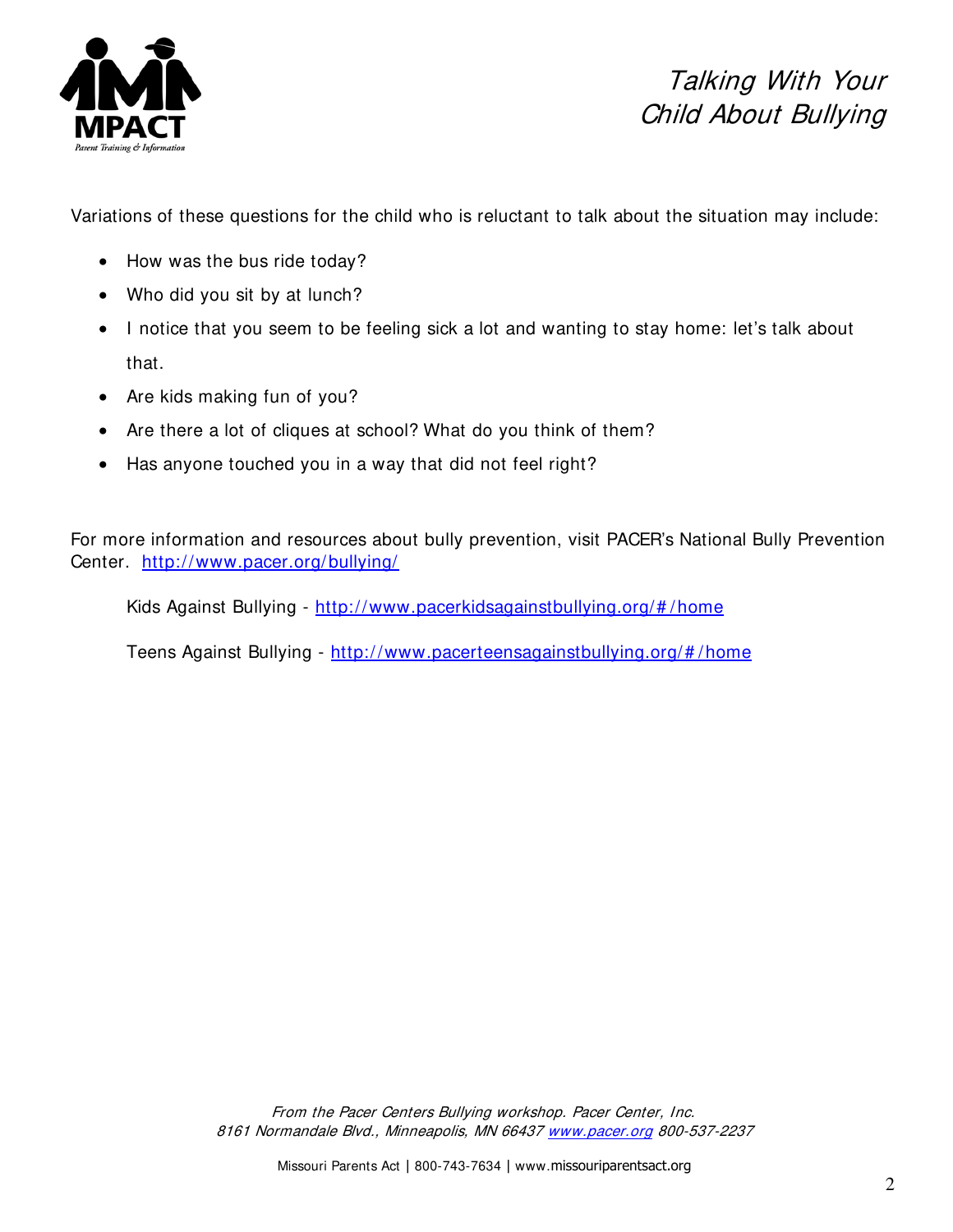Variations of these questions for the child who is reluctant to talk about the situation may include:

- How was the bus ride today?
- Who did you sit by at lunch?
- I notice that you seem to be feeling sick a lot and wanting to stay home: let's talk about that.
- Are kids making fun of you?
- Are there a lot of cliques at school? What do you think of them?
- Has anyone touched you in a way that did not feel right?

For more information and resources about bully prevention, visit PACER's National Bully Prevention Center. http://www.pacer.org/bullying/

Kids Against Bullying - http://www.pacerkidsagainstbullying.org/#/home

Teens Against Bullying - http://www.pacerteensagainstbullying.org/#/home

*From the Pacer Centers Bullying workshop. Pacer Center, Inc.*
*8161 Normandale Blvd., Minneapolis, MN 66437 www.pacer.org 800-537-2237*

Missouri Parents Act | 800-743-7634 | www.missouriparentsact.org